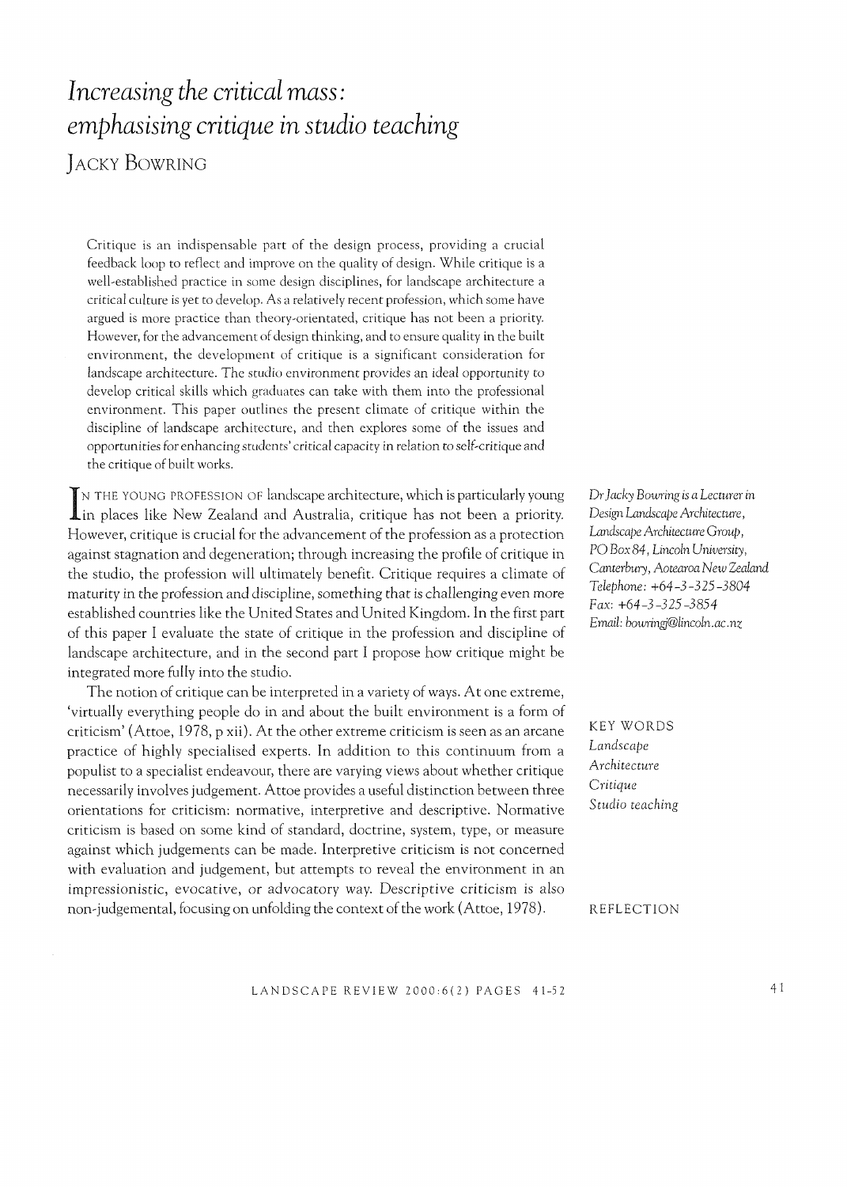# *Increasing the critical mass: emphasising critique in studio teaching*

JACKY BOWRING

Critique is an indispensable part of the design process, providing a crucial feedback loop to reflect and improve on the quality of design. While critique is a well-established practice in some design disciplines, for landscape architecture a critical culture is yet to develop. As a relatively recent profession, which some have argued is more practice than theory-orientated, critique has not been a priority. However, for the advancement of design thinking, and to ensure quality in the built environment, the development of critique is a significant consideration for landscape architecture. The studio environment provides an ideal opportunity to develop critical skills which graduates can take with them into the professional environment. This paper outlines the present climate of critique within the discipline of landscape architecture, and then explores some of the issues and opportunities for enhancing students' critical capacity in relation to self-critique and the critique of built works.

*Dr Jacky Bowring is a Lecturer in Design Landscape Architecture, Landscape Architecture Group, PO Box 84, Lincoln University, Canterbury, Aotearoa New Zealand*
*Telephone: +64-3-325-3804*
*Fax: +64-3-325-3854*
*Email: bowringj@lincoln.ac.nz*

KEY WORDS
*Landscape Architecture*
*Critique*
*Studio teaching*

IN THE YOUNG PROFESSION OF landscape architecture, which is particularly young in places like New Zealand and Australia, critique has not been a priority. However, critique is crucial for the advancement of the profession as a protection against stagnation and degeneration; through increasing the profile of critique in the studio, the profession will ultimately benefit. Critique requires a climate of maturity in the profession and discipline, something that is challenging even more established countries like the United States and United Kingdom. In the first part of this paper I evaluate the state of critique in the profession and discipline of landscape architecture, and in the second part I propose how critique might be integrated more fully into the studio.

The notion of critique can be interpreted in a variety of ways. At one extreme, 'virtually everything people do in and about the built environment is a form of criticism' (Attoe, 1978, p xii). At the other extreme criticism is seen as an arcane practice of highly specialised experts. In addition to this continuum from a populist to a specialist endeavour, there are varying views about whether critique necessarily involves judgement. Attoe provides a useful distinction between three orientations for criticism: normative, interpretive and descriptive. Normative criticism is based on some kind of standard, doctrine, system, type, or measure against which judgements can be made. Interpretive criticism is not concerned with evaluation and judgement, but attempts to reveal the environment in an impressionistic, evocative, or advocatory way. Descriptive criticism is also non-judgemental, focusing on unfolding the context of the work (Attoe, 1978).

REFLECTION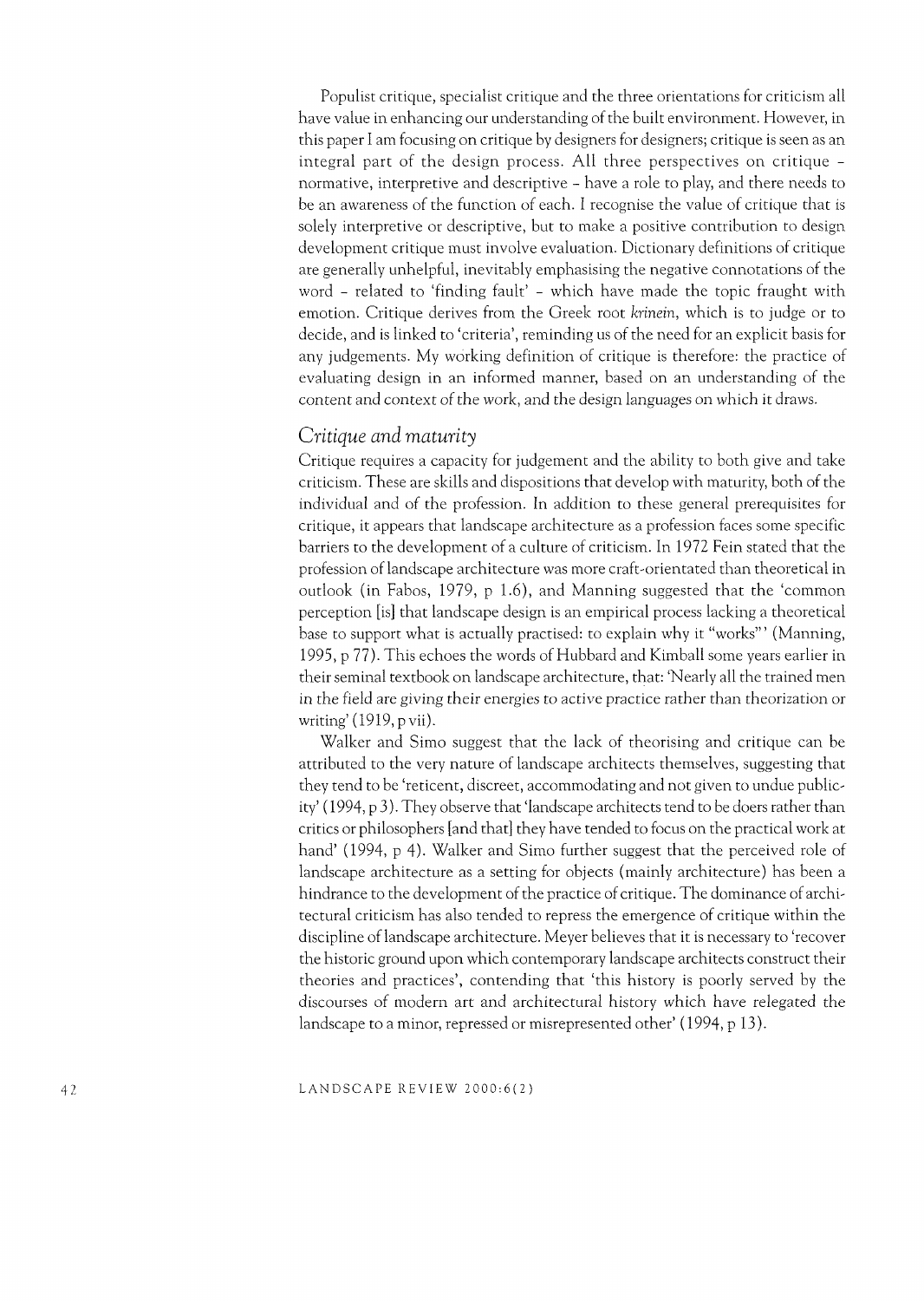Populist critique, specialist critique and the three orientations for criticism all have value in enhancing our understanding of the built environment. However, in this paper I am focusing on critique by designers for designers; critique is seen as an integral part of the design process. All three perspectives on critique – normative, interpretive and descriptive – have a role to play, and there needs to be an awareness of the function of each. I recognise the value of critique that is solely interpretive or descriptive, but to make a positive contribution to design development critique must involve evaluation. Dictionary definitions of critique are generally unhelpful, inevitably emphasising the negative connotations of the word – related to 'finding fault' – which have made the topic fraught with emotion. Critique derives from the Greek root *krinein*, which is to judge or to decide, and is linked to 'criteria', reminding us of the need for an explicit basis for any judgements. My working definition of critique is therefore: the practice of evaluating design in an informed manner, based on an understanding of the content and context of the work, and the design languages on which it draws.

## *Critique and maturity*

Critique requires a capacity for judgement and the ability to both give and take criticism. These are skills and dispositions that develop with maturity, both of the individual and of the profession. In addition to these general prerequisites for critique, it appears that landscape architecture as a profession faces some specific barriers to the development of a culture of criticism. In 1972 Fein stated that the profession of landscape architecture was more craft-orientated than theoretical in outlook (in Fabos, 1979, p 1.6), and Manning suggested that the 'common perception [is] that landscape design is an empirical process lacking a theoretical base to support what is actually practised: to explain why it "works"' (Manning, 1995, p 77). This echoes the words of Hubbard and Kimball some years earlier in their seminal textbook on landscape architecture, that: 'Nearly all the trained men in the field are giving their energies to active practice rather than theorization or writing' (1919, p vii).

Walker and Simo suggest that the lack of theorising and critique can be attributed to the very nature of landscape architects themselves, suggesting that they tend to be 'reticent, discreet, accommodating and not given to undue publicity' (1994, p 3). They observe that 'landscape architects tend to be doers rather than critics or philosophers [and that] they have tended to focus on the practical work at hand' (1994, p 4). Walker and Simo further suggest that the perceived role of landscape architecture as a setting for objects (mainly architecture) has been a hindrance to the development of the practice of critique. The dominance of architectural criticism has also tended to repress the emergence of critique within the discipline of landscape architecture. Meyer believes that it is necessary to 'recover the historic ground upon which contemporary landscape architects construct their theories and practices', contending that 'this history is poorly served by the discourses of modern art and architectural history which have relegated the landscape to a minor, repressed or misrepresented other' (1994, p 13).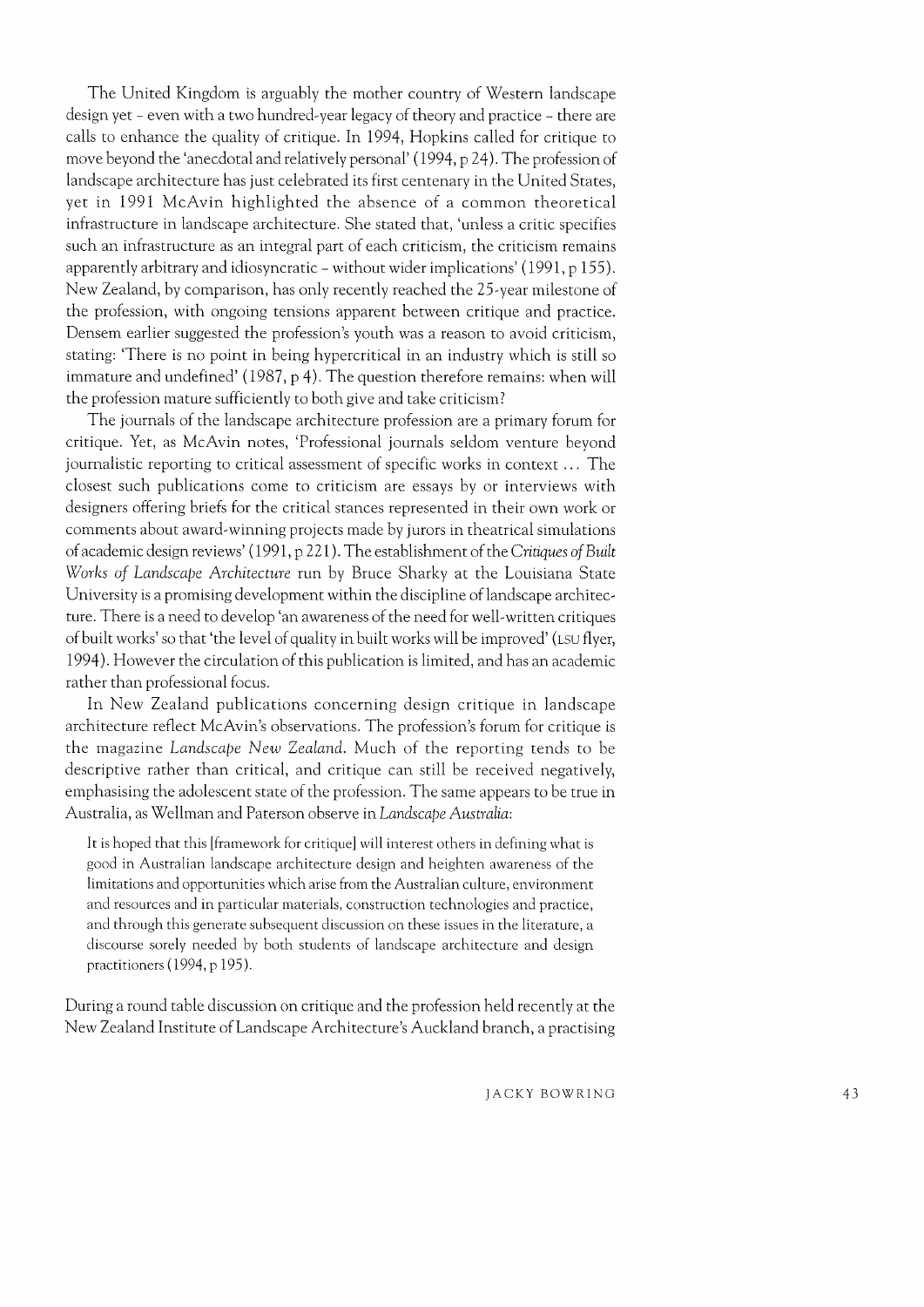The United Kingdom is arguably the mother country of Western landscape design yet – even with a two hundred-year legacy of theory and practice – there are calls to enhance the quality of critique. In 1994, Hopkins called for critique to move beyond the 'anecdotal and relatively personal' (1994, p 24). The profession of landscape architecture has just celebrated its first centenary in the United States, yet in 1991 McAvin highlighted the absence of a common theoretical infrastructure in landscape architecture. She stated that, 'unless a critic specifies such an infrastructure as an integral part of each criticism, the criticism remains apparently arbitrary and idiosyncratic – without wider implications' (1991, p 155). New Zealand, by comparison, has only recently reached the 25-year milestone of the profession, with ongoing tensions apparent between critique and practice. Densem earlier suggested the profession's youth was a reason to avoid criticism, stating: 'There is no point in being hypercritical in an industry which is still so immature and undefined' (1987, p 4). The question therefore remains: when will the profession mature sufficiently to both give and take criticism?

The journals of the landscape architecture profession are a primary forum for critique. Yet, as McAvin notes, 'Professional journals seldom venture beyond journalistic reporting to critical assessment of specific works in context ... The closest such publications come to criticism are essays by or interviews with designers offering briefs for the critical stances represented in their own work or comments about award-winning projects made by jurors in theatrical simulations of academic design reviews' (1991, p 221). The establishment of the *Critiques of Built Works of Landscape Architecture* run by Bruce Sharky at the Louisiana State University is a promising development within the discipline of landscape architecture. There is a need to develop 'an awareness of the need for well-written critiques of built works' so that 'the level of quality in built works will be improved' (LSU flyer, 1994). However the circulation of this publication is limited, and has an academic rather than professional focus.

In New Zealand publications concerning design critique in landscape architecture reflect McAvin's observations. The profession's forum for critique is the magazine *Landscape New Zealand*. Much of the reporting tends to be descriptive rather than critical, and critique can still be received negatively, emphasising the adolescent state of the profession. The same appears to be true in Australia, as Wellman and Paterson observe in *Landscape Australia*:

> It is hoped that this [framework for critique] will interest others in defining what is good in Australian landscape architecture design and heighten awareness of the limitations and opportunities which arise from the Australian culture, environment and resources and in particular materials, construction technologies and practice, and through this generate subsequent discussion on these issues in the literature, a discourse sorely needed by both students of landscape architecture and design practitioners (1994, p 195).

During a round table discussion on critique and the profession held recently at the New Zealand Institute of Landscape Architecture's Auckland branch, a practising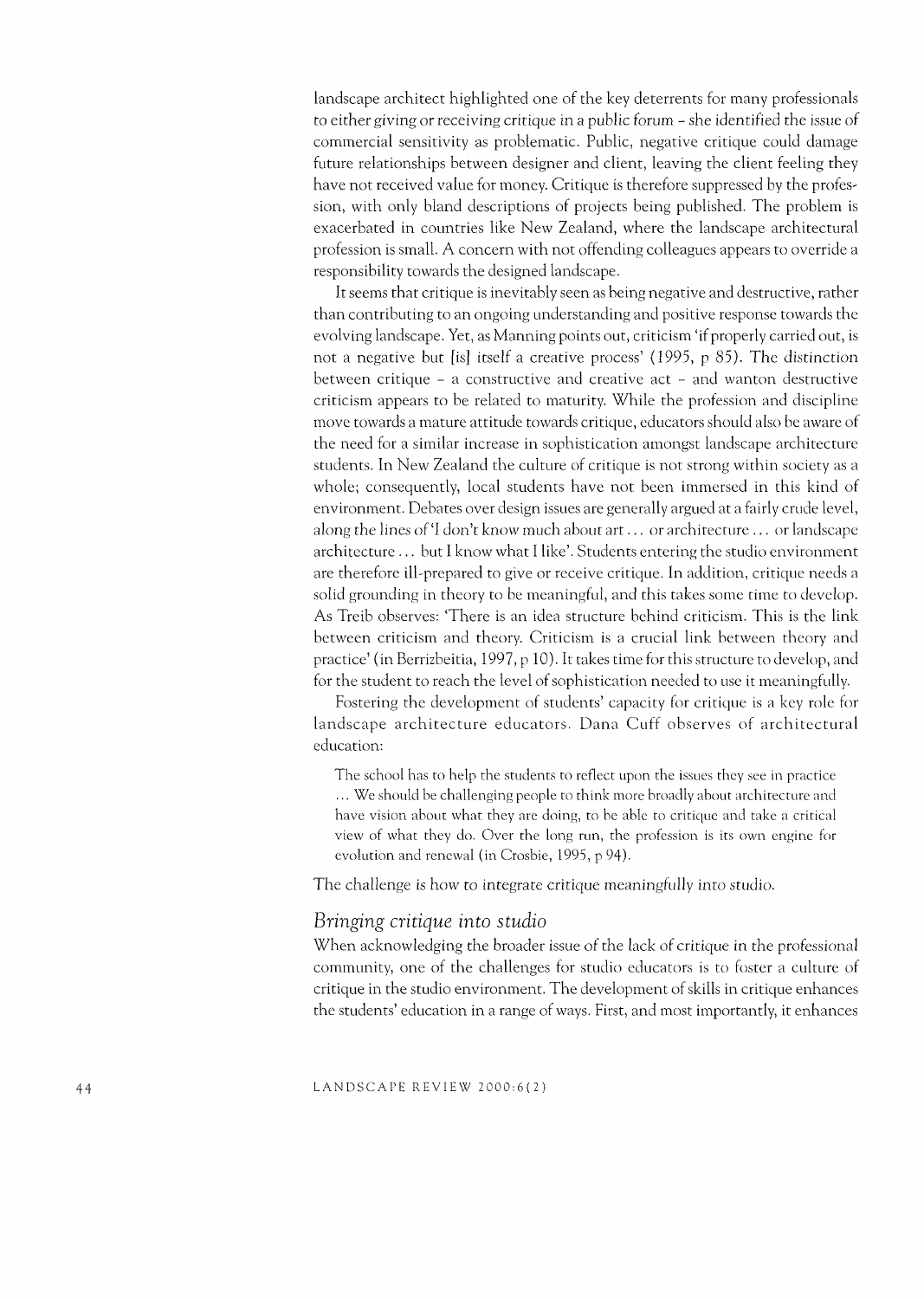landscape architect highlighted one of the key deterrents for many professionals to either giving or receiving critique in a public forum – she identified the issue of commercial sensitivity as problematic. Public, negative critique could damage future relationships between designer and client, leaving the client feeling they have not received value for money. Critique is therefore suppressed by the profession, with only bland descriptions of projects being published. The problem is exacerbated in countries like New Zealand, where the landscape architectural profession is small. A concern with not offending colleagues appears to override a responsibility towards the designed landscape.

It seems that critique is inevitably seen as being negative and destructive, rather than contributing to an ongoing understanding and positive response towards the evolving landscape. Yet, as Manning points out, criticism 'if properly carried out, is not a negative but [is] itself a creative process' (1995, p 85). The distinction between critique – a constructive and creative act – and wanton destructive criticism appears to be related to maturity. While the profession and discipline move towards a mature attitude towards critique, educators should also be aware of the need for a similar increase in sophistication amongst landscape architecture students. In New Zealand the culture of critique is not strong within society as a whole; consequently, local students have not been immersed in this kind of environment. Debates over design issues are generally argued at a fairly crude level, along the lines of 'I don't know much about art … or architecture … or landscape architecture … but I know what I like'. Students entering the studio environment are therefore ill-prepared to give or receive critique. In addition, critique needs a solid grounding in theory to be meaningful, and this takes some time to develop. As Treib observes: 'There is an idea structure behind criticism. This is the link between criticism and theory. Criticism is a crucial link between theory and practice' (in Berrizbeitia, 1997, p 10). It takes time for this structure to develop, and for the student to reach the level of sophistication needed to use it meaningfully.

Fostering the development of students' capacity for critique is a key role for landscape architecture educators. Dana Cuff observes of architectural education:

> The school has to help the students to reflect upon the issues they see in practice … We should be challenging people to think more broadly about architecture and have vision about what they are doing, to be able to critique and take a critical view of what they do. Over the long run, the profession is its own engine for evolution and renewal (in Crosbie, 1995, p 94).

The challenge is how to integrate critique meaningfully into studio.

### *Bringing critique into studio*

When acknowledging the broader issue of the lack of critique in the professional community, one of the challenges for studio educators is to foster a culture of critique in the studio environment. The development of skills in critique enhances the students' education in a range of ways. First, and most importantly, it enhances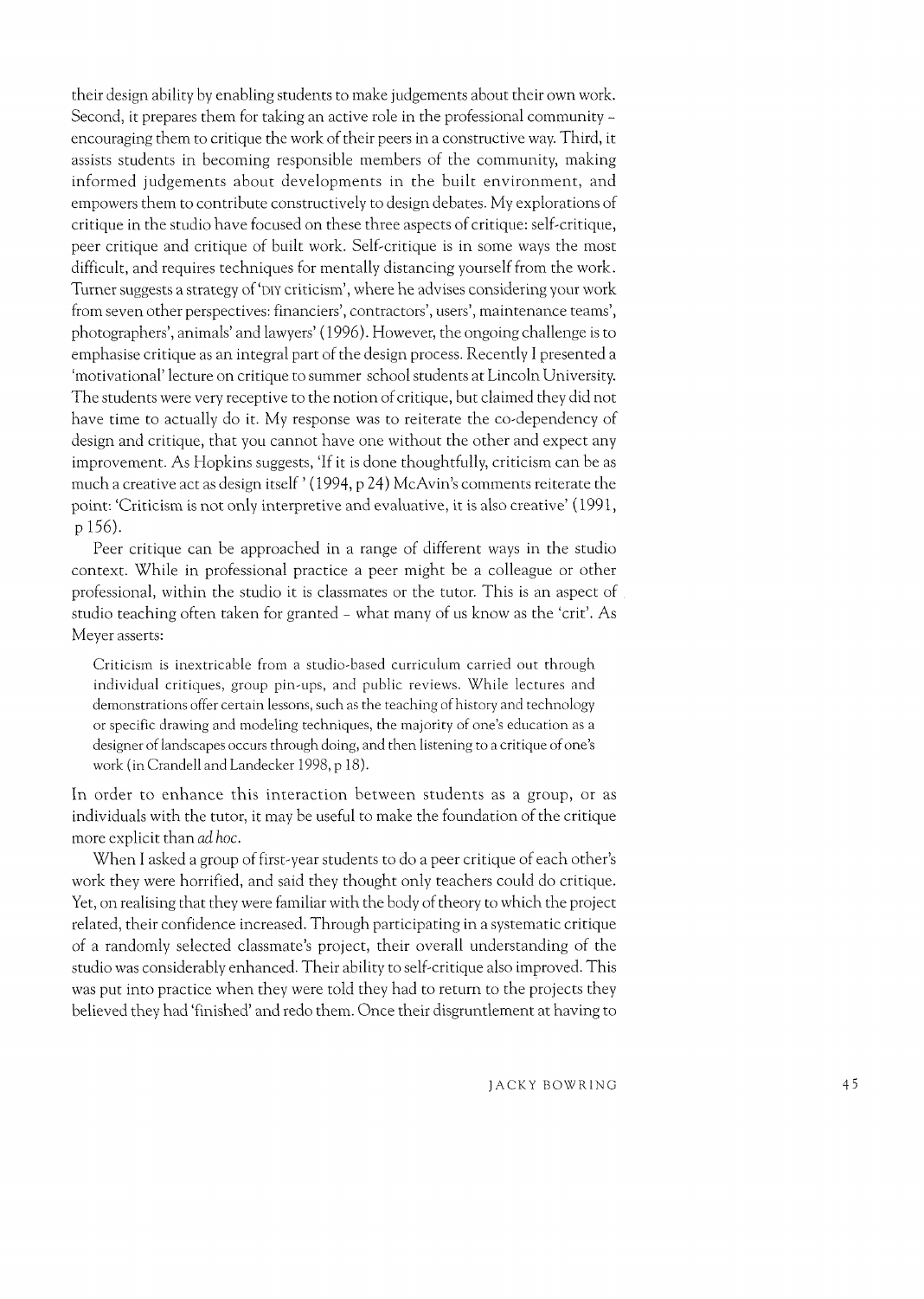their design ability by enabling students to make judgements about their own work. Second, it prepares them for taking an active role in the professional community – encouraging them to critique the work of their peers in a constructive way. Third, it assists students in becoming responsible members of the community, making informed judgements about developments in the built environment, and empowers them to contribute constructively to design debates. My explorations of critique in the studio have focused on these three aspects of critique: self-critique, peer critique and critique of built work. Self-critique is in some ways the most difficult, and requires techniques for mentally distancing yourself from the work. Turner suggests a strategy of 'DIY criticism', where he advises considering your work from seven other perspectives: financiers', contractors', users', maintenance teams', photographers', animals' and lawyers' (1996). However, the ongoing challenge is to emphasise critique as an integral part of the design process. Recently I presented a 'motivational' lecture on critique to summer school students at Lincoln University. The students were very receptive to the notion of critique, but claimed they did not have time to actually do it. My response was to reiterate the co-dependency of design and critique, that you cannot have one without the other and expect any improvement. As Hopkins suggests, 'If it is done thoughtfully, criticism can be as much a creative act as design itself' (1994, p 24) McAvin's comments reiterate the point: 'Criticism is not only interpretive and evaluative, it is also creative' (1991, p 156).

Peer critique can be approached in a range of different ways in the studio context. While in professional practice a peer might be a colleague or other professional, within the studio it is classmates or the tutor. This is an aspect of studio teaching often taken for granted – what many of us know as the 'crit'. As Meyer asserts:

> Criticism is inextricable from a studio-based curriculum carried out through individual critiques, group pin-ups, and public reviews. While lectures and demonstrations offer certain lessons, such as the teaching of history and technology or specific drawing and modeling techniques, the majority of one's education as a designer of landscapes occurs through doing, and then listening to a critique of one's work (in Crandell and Landecker 1998, p 18).

In order to enhance this interaction between students as a group, or as individuals with the tutor, it may be useful to make the foundation of the critique more explicit than *ad hoc*.

When I asked a group of first-year students to do a peer critique of each other's work they were horrified, and said they thought only teachers could do critique. Yet, on realising that they were familiar with the body of theory to which the project related, their confidence increased. Through participating in a systematic critique of a randomly selected classmate's project, their overall understanding of the studio was considerably enhanced. Their ability to self-critique also improved. This was put into practice when they were told they had to return to the projects they believed they had 'finished' and redo them. Once their disgruntlement at having to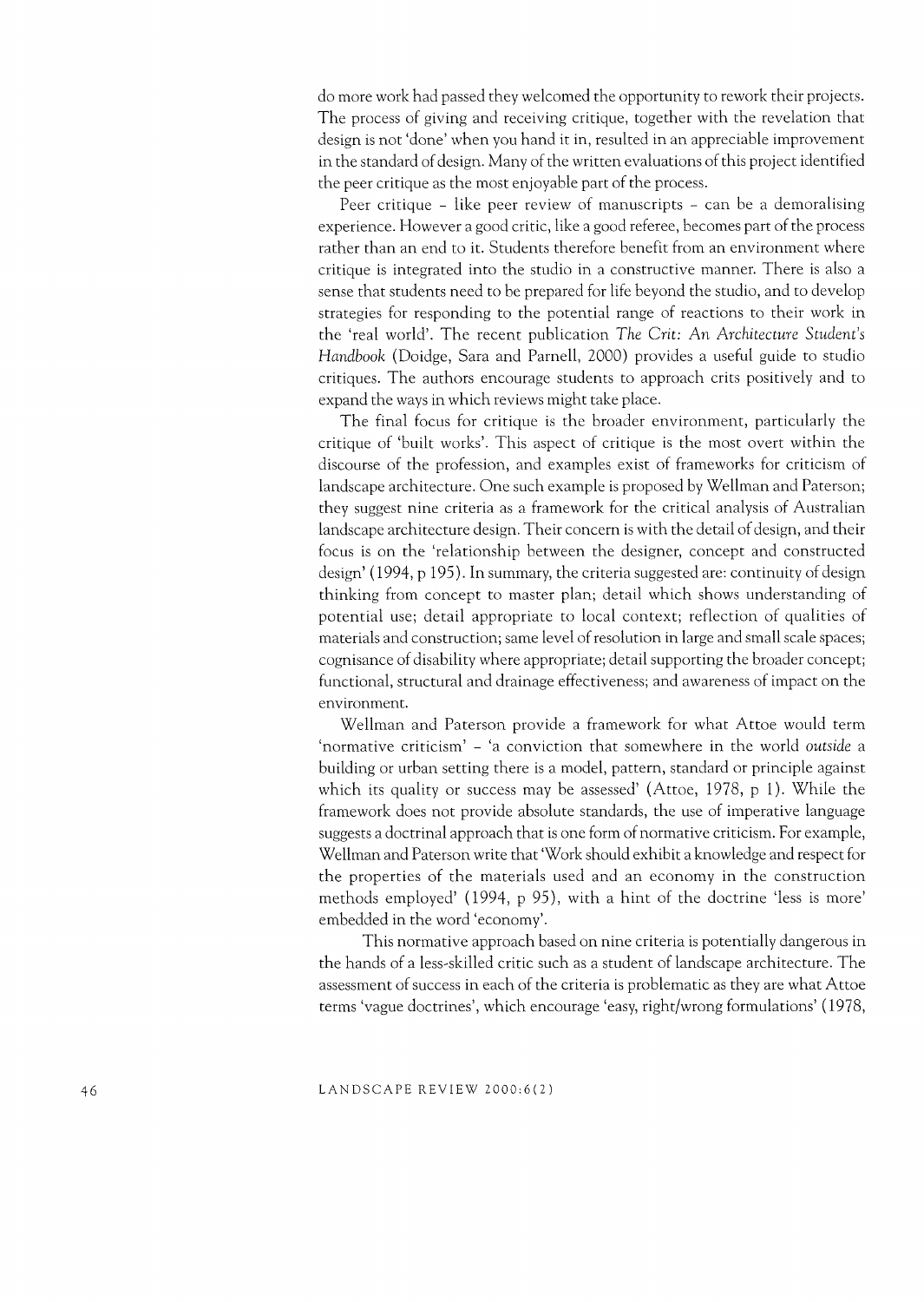do more work had passed they welcomed the opportunity to rework their projects. The process of giving and receiving critique, together with the revelation that design is not 'done' when you hand it in, resulted in an appreciable improvement in the standard of design. Many of the written evaluations of this project identified the peer critique as the most enjoyable part of the process.

Peer critique – like peer review of manuscripts – can be a demoralising experience. However a good critic, like a good referee, becomes part of the process rather than an end to it. Students therefore benefit from an environment where critique is integrated into the studio in a constructive manner. There is also a sense that students need to be prepared for life beyond the studio, and to develop strategies for responding to the potential range of reactions to their work in the 'real world'. The recent publication *The Crit: An Architecture Student's Handbook* (Doidge, Sara and Parnell, 2000) provides a useful guide to studio critiques. The authors encourage students to approach crits positively and to expand the ways in which reviews might take place.

The final focus for critique is the broader environment, particularly the critique of 'built works'. This aspect of critique is the most overt within the discourse of the profession, and examples exist of frameworks for criticism of landscape architecture. One such example is proposed by Wellman and Paterson; they suggest nine criteria as a framework for the critical analysis of Australian landscape architecture design. Their concern is with the detail of design, and their focus is on the 'relationship between the designer, concept and constructed design' (1994, p 195). In summary, the criteria suggested are: continuity of design thinking from concept to master plan; detail which shows understanding of potential use; detail appropriate to local context; reflection of qualities of materials and construction; same level of resolution in large and small scale spaces; cognisance of disability where appropriate; detail supporting the broader concept; functional, structural and drainage effectiveness; and awareness of impact on the environment.

Wellman and Paterson provide a framework for what Attoe would term 'normative criticism' – 'a conviction that somewhere in the world *outside* a building or urban setting there is a model, pattern, standard or principle against which its quality or success may be assessed' (Attoe, 1978, p 1). While the framework does not provide absolute standards, the use of imperative language suggests a doctrinal approach that is one form of normative criticism. For example, Wellman and Paterson write that 'Work should exhibit a knowledge and respect for the properties of the materials used and an economy in the construction methods employed' (1994, p 95), with a hint of the doctrine 'less is more' embedded in the word 'economy'.

This normative approach based on nine criteria is potentially dangerous in the hands of a less-skilled critic such as a student of landscape architecture. The assessment of success in each of the criteria is problematic as they are what Attoe terms 'vague doctrines', which encourage 'easy, right/wrong formulations' (1978,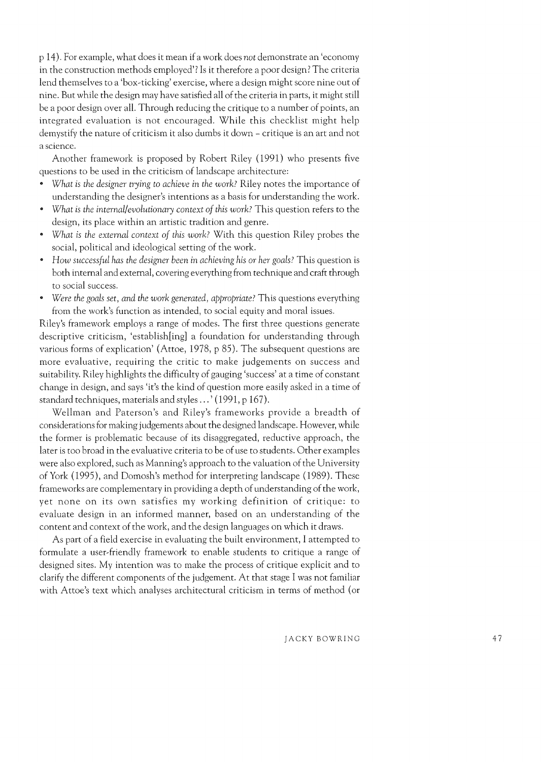p 14). For example, what does it mean if a work does *not* demonstrate an 'economy in the construction methods employed'? Is it therefore a poor design? The criteria lend themselves to a 'box-ticking' exercise, where a design might score nine out of nine. But while the design may have satisfied all of the criteria in parts, it might still be a poor design over all. Through reducing the critique to a number of points, an integrated evaluation is not encouraged. While this checklist might help demystify the nature of criticism it also dumbs it down – critique is an art and not a science.

Another framework is proposed by Robert Riley (1991) who presents five questions to be used in the criticism of landscape architecture:

- *What is the designer trying to achieve in the work?* Riley notes the importance of understanding the designer's intentions as a basis for understanding the work.
- *What is the internal/evolutionary context of this work?* This question refers to the design, its place within an artistic tradition and genre.
- *What is the external context of this work?* With this question Riley probes the social, political and ideological setting of the work.
- *How successful has the designer been in achieving his or her goals?* This question is both internal and external, covering everything from technique and craft through to social success.
- *Were the goals set, and the work generated, appropriate?* This questions everything from the work's function as intended, to social equity and moral issues.

Riley's framework employs a range of modes. The first three questions generate descriptive criticism, 'establish[ing] a foundation for understanding through various forms of explication' (Attoe, 1978, p 85). The subsequent questions are more evaluative, requiring the critic to make judgements on success and suitability. Riley highlights the difficulty of gauging 'success' at a time of constant change in design, and says 'it's the kind of question more easily asked in a time of standard techniques, materials and styles . . .' (1991, p 167).

Wellman and Paterson's and Riley's frameworks provide a breadth of considerations for making judgements about the designed landscape. However, while the former is problematic because of its disaggregated, reductive approach, the later is too broad in the evaluative criteria to be of use to students. Other examples were also explored, such as Manning's approach to the valuation of the University of York (1995), and Domosh's method for interpreting landscape (1989). These frameworks are complementary in providing a depth of understanding of the work, yet none on its own satisfies my working definition of critique: to evaluate design in an informed manner, based on an understanding of the content and context of the work, and the design languages on which it draws.

As part of a field exercise in evaluating the built environment, I attempted to formulate a user-friendly framework to enable students to critique a range of designed sites. My intention was to make the process of critique explicit and to clarify the different components of the judgement. At that stage I was not familiar with Attoe's text which analyses architectural criticism in terms of method (or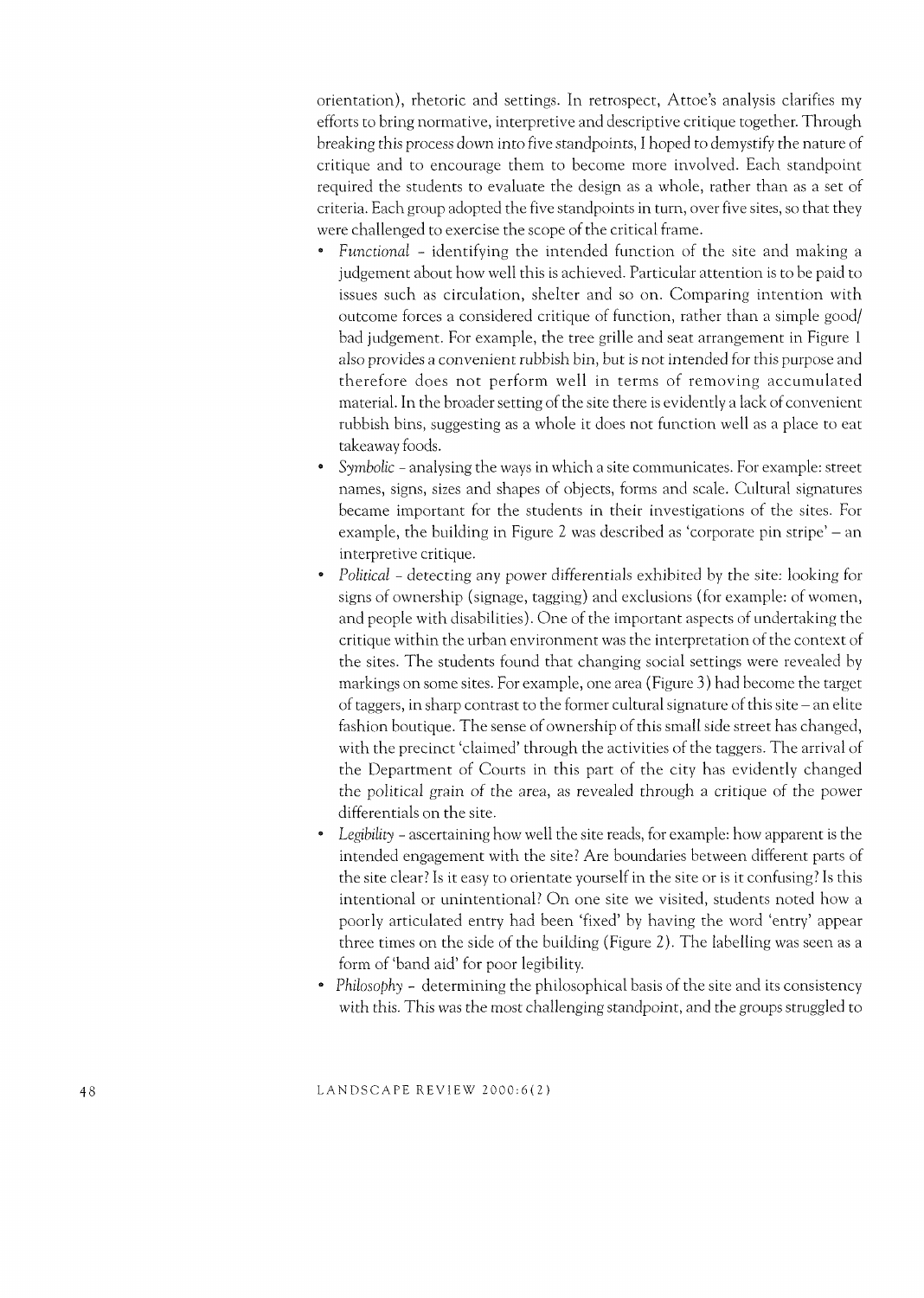orientation), rhetoric and settings. In retrospect, Attoe's analysis clarifies my efforts to bring normative, interpretive and descriptive critique together. Through breaking this process down into five standpoints, I hoped to demystify the nature of critique and to encourage them to become more involved. Each standpoint required the students to evaluate the design as a whole, rather than as a set of criteria. Each group adopted the five standpoints in turn, over five sites, so that they were challenged to exercise the scope of the critical frame.

- *Functional* – identifying the intended function of the site and making a judgement about how well this is achieved. Particular attention is to be paid to issues such as circulation, shelter and so on. Comparing intention with outcome forces a considered critique of function, rather than a simple good/bad judgement. For example, the tree grille and seat arrangement in Figure 1 also provides a convenient rubbish bin, but is not intended for this purpose and therefore does not perform well in terms of removing accumulated material. In the broader setting of the site there is evidently a lack of convenient rubbish bins, suggesting as a whole it does not function well as a place to eat takeaway foods.
- *Symbolic* – analysing the ways in which a site communicates. For example: street names, signs, sizes and shapes of objects, forms and scale. Cultural signatures became important for the students in their investigations of the sites. For example, the building in Figure 2 was described as 'corporate pin stripe' – an interpretive critique.
- *Political* – detecting any power differentials exhibited by the site: looking for signs of ownership (signage, tagging) and exclusions (for example: of women, and people with disabilities). One of the important aspects of undertaking the critique within the urban environment was the interpretation of the context of the sites. The students found that changing social settings were revealed by markings on some sites. For example, one area (Figure 3) had become the target of taggers, in sharp contrast to the former cultural signature of this site – an elite fashion boutique. The sense of ownership of this small side street has changed, with the precinct 'claimed' through the activities of the taggers. The arrival of the Department of Courts in this part of the city has evidently changed the political grain of the area, as revealed through a critique of the power differentials on the site.
- *Legibility* – ascertaining how well the site reads, for example: how apparent is the intended engagement with the site? Are boundaries between different parts of the site clear? Is it easy to orientate yourself in the site or is it confusing? Is this intentional or unintentional? On one site we visited, students noted how a poorly articulated entry had been 'fixed' by having the word 'entry' appear three times on the side of the building (Figure 2). The labelling was seen as a form of 'band aid' for poor legibility.
- *Philosophy* – determining the philosophical basis of the site and its consistency with this. This was the most challenging standpoint, and the groups struggled to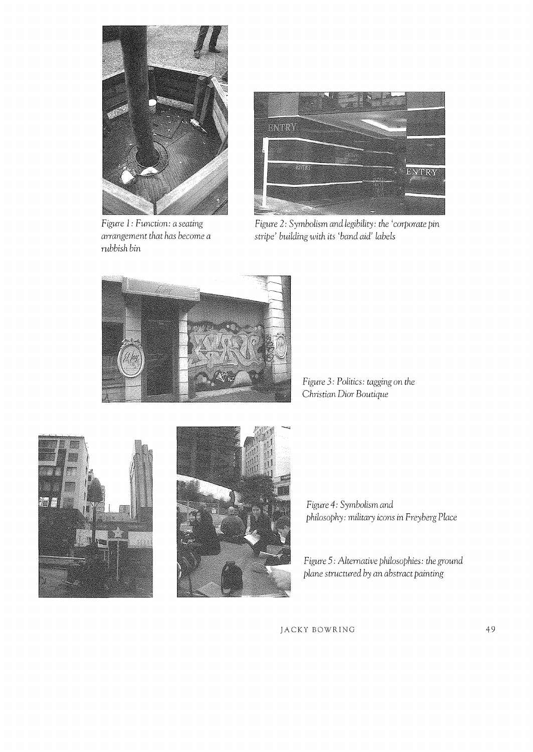*Figure 1: Function: a seating arrangement that has become a rubbish bin*

*Figure 2: Symbolism and legibility: the 'corporate pin stripe' building with its 'band aid' labels*

*Figure 3: Politics: tagging on the Christian Dior Boutique*

*Figure 4: Symbolism and philosophy: military icons in Freyberg Place*

*Figure 5: Alternative philosophies: the ground plane structured by an abstract painting*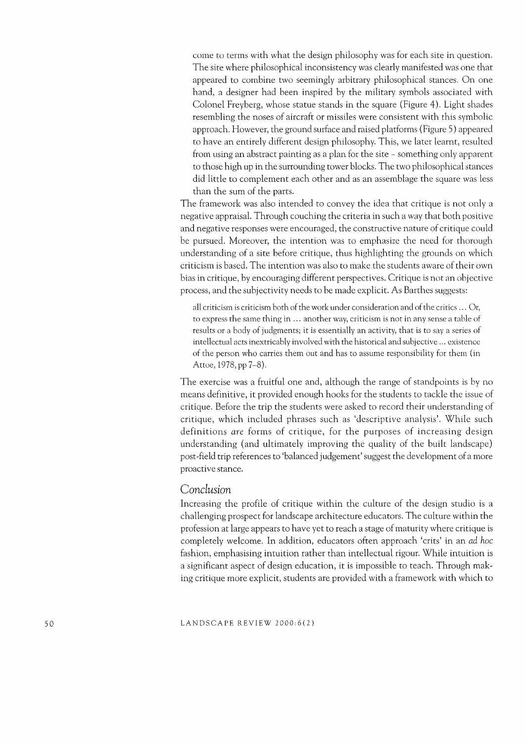come to terms with what the design philosophy was for each site in question. The site where philosophical inconsistency was clearly manifested was one that appeared to combine two seemingly arbitrary philosophical stances. On one hand, a designer had been inspired by the military symbols associated with Colonel Freyberg, whose statue stands in the square (Figure 4). Light shades resembling the noses of aircraft or missiles were consistent with this symbolic approach. However, the ground surface and raised platforms (Figure 5) appeared to have an entirely different design philosophy. This, we later learnt, resulted from using an abstract painting as a plan for the site – something only apparent to those high up in the surrounding tower blocks. The two philosophical stances did little to complement each other and as an assemblage the square was less than the sum of the parts.

The framework was also intended to convey the idea that critique is not only a negative appraisal. Through couching the criteria in such a way that both positive and negative responses were encouraged, the constructive nature of critique could be pursued. Moreover, the intention was to emphasize the need for thorough understanding of a site before critique, thus highlighting the grounds on which criticism is based. The intention was also to make the students aware of their own bias in critique, by encouraging different perspectives. Critique is not an objective process, and the subjectivity needs to be made explicit. As Barthes suggests:

> all criticism is criticism both of the work under consideration and of the critics ... Or, to express the same thing in ... another way, criticism is not in any sense a table of results or a body of judgments; it is essentially an activity, that is to say a series of intellectual acts inextricably involved with the historical and subjective ... existence of the person who carries them out and has to assume responsibility for them (in Attoe, 1978, pp 7–8).

The exercise was a fruitful one and, although the range of standpoints is by no means definitive, it provided enough hooks for the students to tackle the issue of critique. Before the trip the students were asked to record their understanding of critique, which included phrases such as 'descriptive analysis'. While such definitions *are* forms of critique, for the purposes of increasing design understanding (and ultimately improving the quality of the built landscape) post-field trip references to 'balanced judgement' suggest the development of a more proactive stance.

## Conclusion

Increasing the profile of critique within the culture of the design studio is a challenging prospect for landscape architecture educators. The culture within the profession at large appears to have yet to reach a stage of maturity where critique is completely welcome. In addition, educators often approach 'crits' in an *ad hoc* fashion, emphasising intuition rather than intellectual rigour. While intuition is a significant aspect of design education, it is impossible to teach. Through making critique more explicit, students are provided with a framework with which to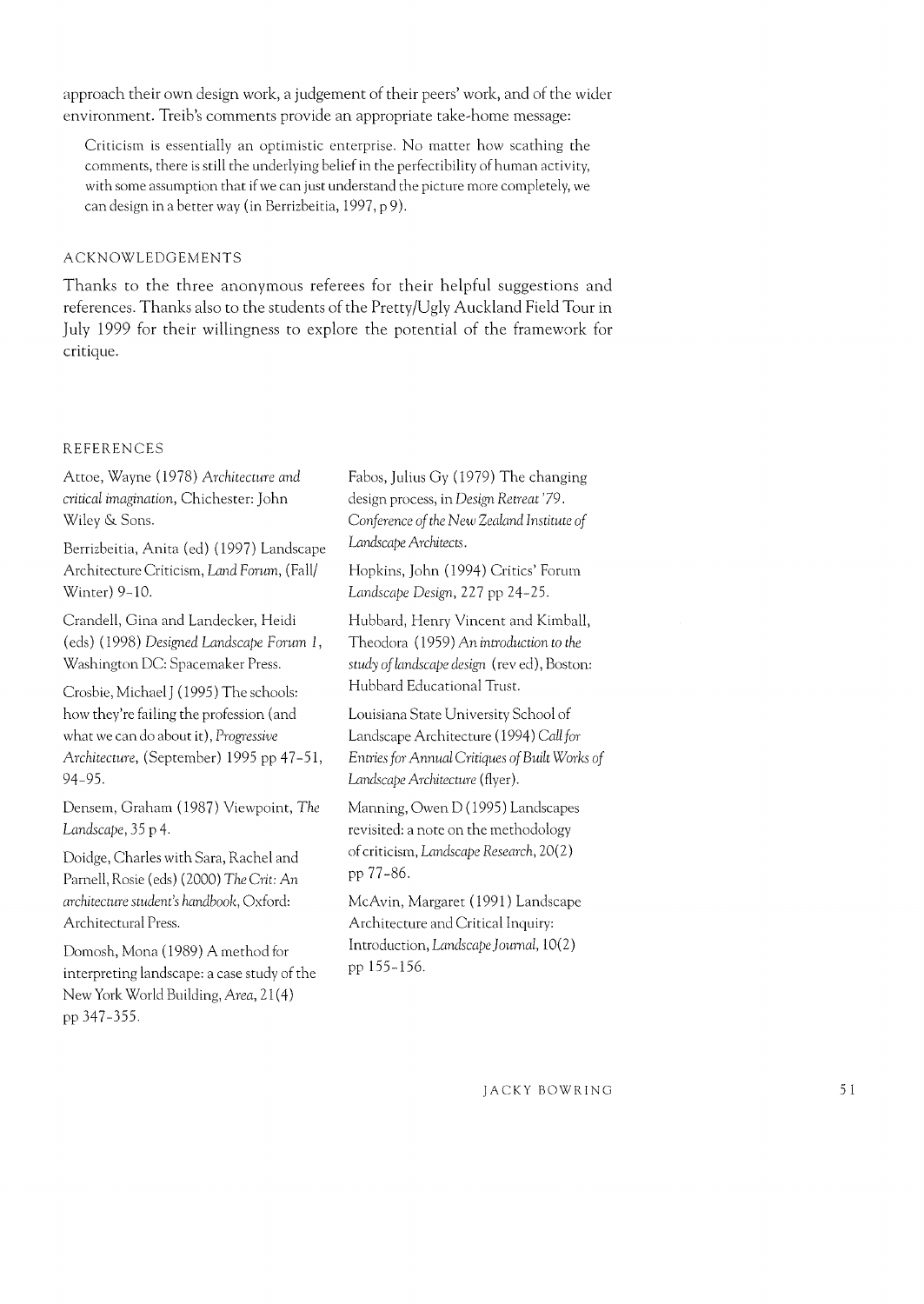approach their own design work, a judgement of their peers' work, and of the wider environment. Treib's comments provide an appropriate take-home message:

> Criticism is essentially an optimistic enterprise. No matter how scathing the comments, there is still the underlying belief in the perfectibility of human activity, with some assumption that if we can just understand the picture more completely, we can design in a better way (in Berrizbeitia, 1997, p 9).

## ACKNOWLEDGEMENTS

Thanks to the three anonymous referees for their helpful suggestions and references. Thanks also to the students of the Pretty/Ugly Auckland Field Tour in July 1999 for their willingness to explore the potential of the framework for critique.

## REFERENCES

Attoe, Wayne (1978) *Architecture and critical imagination*, Chichester: John Wiley & Sons.

Berrizbeitia, Anita (ed) (1997) Landscape Architecture Criticism, *Land Forum*, (Fall/Winter) 9–10.

Crandell, Gina and Landecker, Heidi (eds) (1998) *Designed Landscape Forum 1*, Washington DC: Spacemaker Press.

Crosbie, Michael J (1995) The schools: how they're failing the profession (and what we can do about it), *Progressive Architecture*, (September) 1995 pp 47–51, 94–95.

Densem, Graham (1987) Viewpoint, *The Landscape*, 35 p 4.

Doidge, Charles with Sara, Rachel and Parnell, Rosie (eds) (2000) *The Crit: An architecture student's handbook*, Oxford: Architectural Press.

Domosh, Mona (1989) A method for interpreting landscape: a case study of the New York World Building, *Area*, 21(4) pp 347–355.

Fabos, Julius Gy (1979) The changing design process, in *Design Retreat '79. Conference of the New Zealand Institute of Landscape Architects*.

Hopkins, John (1994) Critics' Forum *Landscape Design*, 227 pp 24–25.

Hubbard, Henry Vincent and Kimball, Theodora (1959) *An introduction to the study of landscape design* (rev ed), Boston: Hubbard Educational Trust.

Louisiana State University School of Landscape Architecture (1994) *Call for Entries for Annual Critiques of Built Works of Landscape Architecture* (flyer).

Manning, Owen D (1995) Landscapes revisited: a note on the methodology of criticism, *Landscape Research*, 20(2) pp 77–86.

McAvin, Margaret (1991) Landscape Architecture and Critical Inquiry: Introduction, *Landscape Journal*, 10(2) pp 155–156.